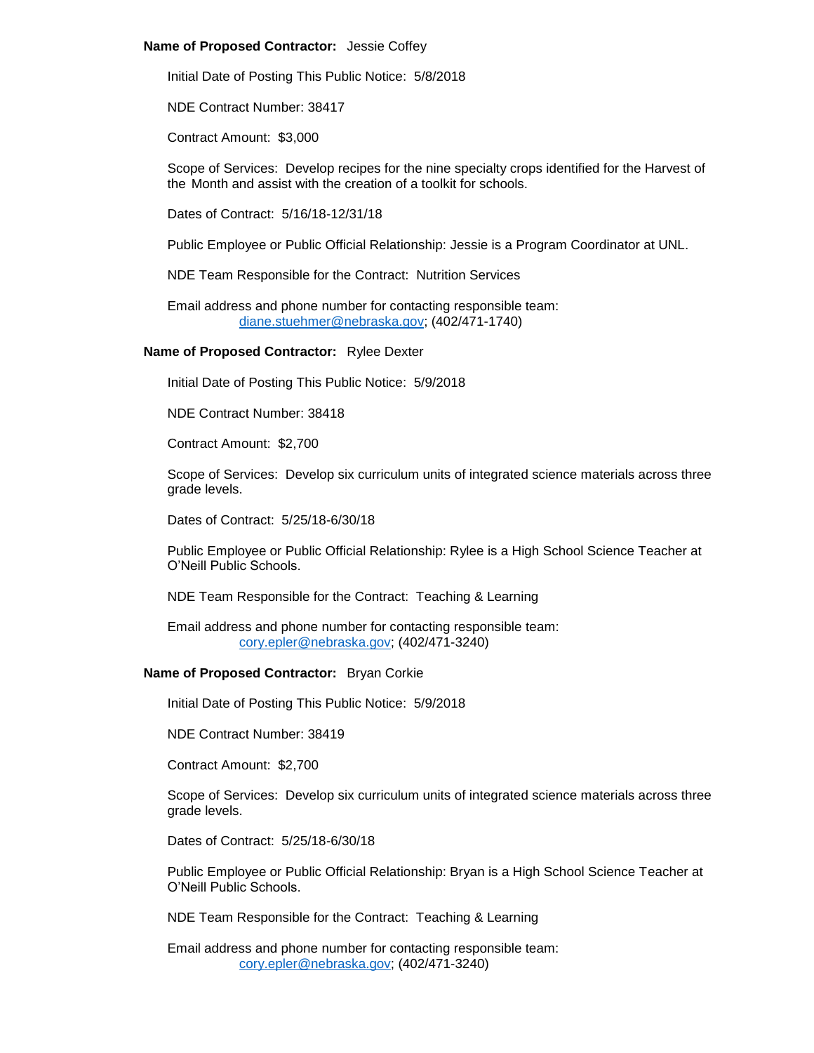**Name of Proposed Contractor:** Jessie Coffey

Initial Date of Posting This Public Notice: 5/8/2018

NDE Contract Number: 38417

Contract Amount: $3,000

Scope of Services: Develop recipes for the nine specialty crops identified for the Harvest of the Month and assist with the creation of a toolkit for schools.

Dates of Contract: 5/16/18-12/31/18

Public Employee or Public Official Relationship: Jessie is a Program Coordinator at UNL.

NDE Team Responsible for the Contract: Nutrition Services

Email address and phone number for contacting responsible team:
diane.stuehmer@nebraska.gov; (402/471-1740)

**Name of Proposed Contractor:** Rylee Dexter

Initial Date of Posting This Public Notice: 5/9/2018

NDE Contract Number: 38418

Contract Amount: $2,700

Scope of Services: Develop six curriculum units of integrated science materials across three grade levels.

Dates of Contract: 5/25/18-6/30/18

Public Employee or Public Official Relationship: Rylee is a High School Science Teacher at O'Neill Public Schools.

NDE Team Responsible for the Contract: Teaching & Learning

Email address and phone number for contacting responsible team:
cory.epler@nebraska.gov; (402/471-3240)

**Name of Proposed Contractor:** Bryan Corkie

Initial Date of Posting This Public Notice: 5/9/2018

NDE Contract Number: 38419

Contract Amount: $2,700

Scope of Services: Develop six curriculum units of integrated science materials across three grade levels.

Dates of Contract: 5/25/18-6/30/18

Public Employee or Public Official Relationship: Bryan is a High School Science Teacher at O'Neill Public Schools.

NDE Team Responsible for the Contract: Teaching & Learning

Email address and phone number for contacting responsible team:
cory.epler@nebraska.gov; (402/471-3240)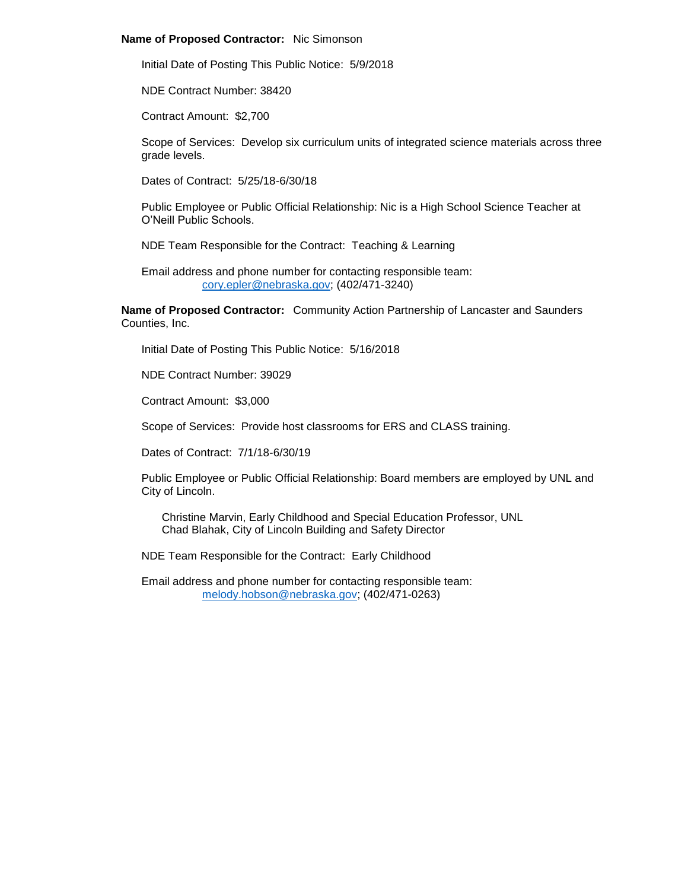**Name of Proposed Contractor:** Nic Simonson

Initial Date of Posting This Public Notice: 5/9/2018

NDE Contract Number: 38420

Contract Amount: $2,700

Scope of Services: Develop six curriculum units of integrated science materials across three grade levels.

Dates of Contract: 5/25/18-6/30/18

Public Employee or Public Official Relationship: Nic is a High School Science Teacher at O'Neill Public Schools.

NDE Team Responsible for the Contract: Teaching & Learning

Email address and phone number for contacting responsible team:
cory.epler@nebraska.gov; (402/471-3240)

**Name of Proposed Contractor:** Community Action Partnership of Lancaster and Saunders Counties, Inc.

Initial Date of Posting This Public Notice: 5/16/2018

NDE Contract Number: 39029

Contract Amount: $3,000

Scope of Services: Provide host classrooms for ERS and CLASS training.

Dates of Contract: 7/1/18-6/30/19

Public Employee or Public Official Relationship: Board members are employed by UNL and City of Lincoln.

Christine Marvin, Early Childhood and Special Education Professor, UNL
Chad Blahak, City of Lincoln Building and Safety Director

NDE Team Responsible for the Contract: Early Childhood

Email address and phone number for contacting responsible team:
melody.hobson@nebraska.gov; (402/471-0263)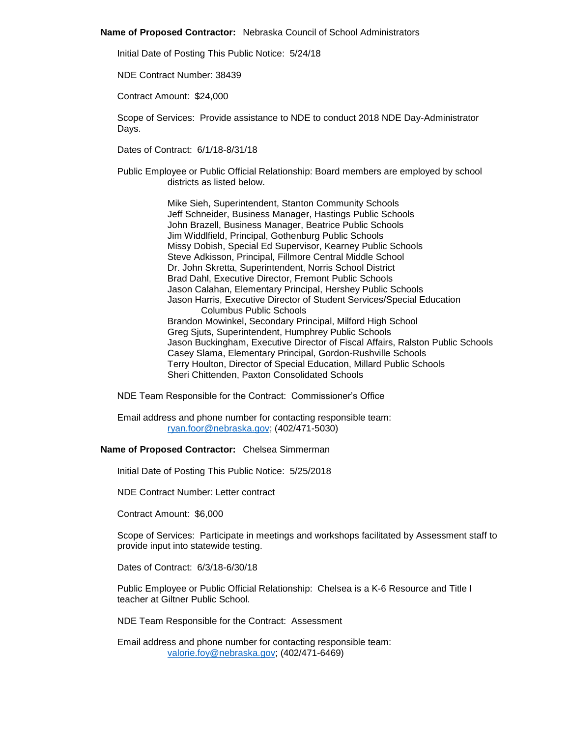**Name of Proposed Contractor:** Nebraska Council of School Administrators

Initial Date of Posting This Public Notice: 5/24/18

NDE Contract Number: 38439

Contract Amount: $24,000

Scope of Services: Provide assistance to NDE to conduct 2018 NDE Day-Administrator Days.

Dates of Contract: 6/1/18-8/31/18

Public Employee or Public Official Relationship: Board members are employed by school districts as listed below.

Mike Sieh, Superintendent, Stanton Community Schools
Jeff Schneider, Business Manager, Hastings Public Schools
John Brazell, Business Manager, Beatrice Public Schools
Jim Widdlfield, Principal, Gothenburg Public Schools
Missy Dobish, Special Ed Supervisor, Kearney Public Schools
Steve Adkisson, Principal, Fillmore Central Middle School
Dr. John Skretta, Superintendent, Norris School District
Brad Dahl, Executive Director, Fremont Public Schools
Jason Calahan, Elementary Principal, Hershey Public Schools
Jason Harris, Executive Director of Student Services/Special Education Columbus Public Schools
Brandon Mowinkel, Secondary Principal, Milford High School
Greg Sjuts, Superintendent, Humphrey Public Schools
Jason Buckingham, Executive Director of Fiscal Affairs, Ralston Public Schools
Casey Slama, Elementary Principal, Gordon-Rushville Schools
Terry Houlton, Director of Special Education, Millard Public Schools
Sheri Chittenden, Paxton Consolidated Schools

NDE Team Responsible for the Contract: Commissioner's Office

Email address and phone number for contacting responsible team:
ryan.foor@nebraska.gov; (402/471-5030)

**Name of Proposed Contractor:** Chelsea Simmerman

Initial Date of Posting This Public Notice: 5/25/2018

NDE Contract Number: Letter contract

Contract Amount: $6,000

Scope of Services: Participate in meetings and workshops facilitated by Assessment staff to provide input into statewide testing.

Dates of Contract: 6/3/18-6/30/18

Public Employee or Public Official Relationship: Chelsea is a K-6 Resource and Title I teacher at Giltner Public School.

NDE Team Responsible for the Contract: Assessment

Email address and phone number for contacting responsible team:
valorie.foy@nebraska.gov; (402/471-6469)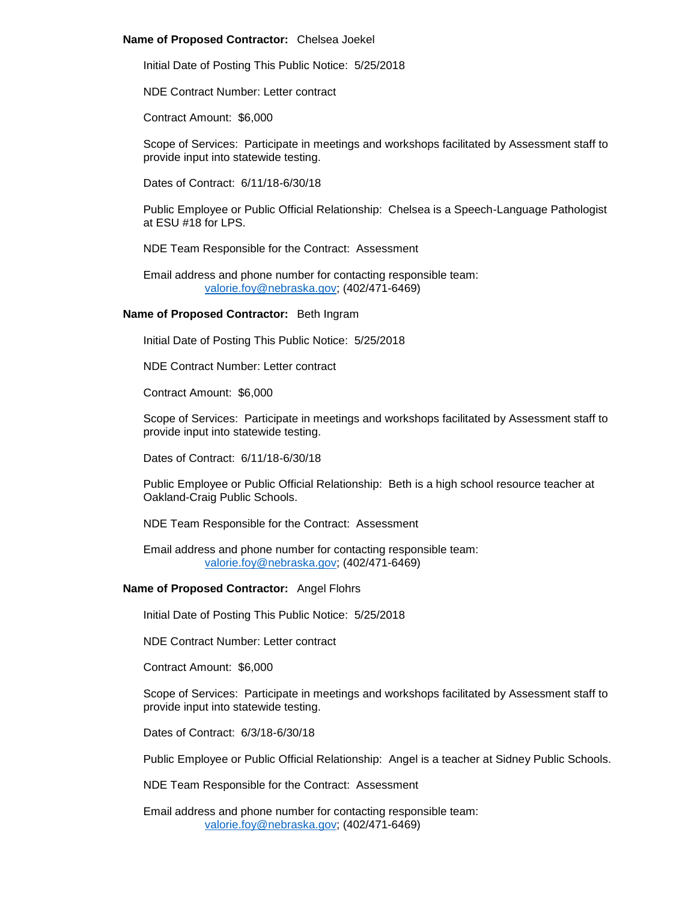**Name of Proposed Contractor:** Chelsea Joekel

Initial Date of Posting This Public Notice: 5/25/2018

NDE Contract Number: Letter contract

Contract Amount: $6,000

Scope of Services: Participate in meetings and workshops facilitated by Assessment staff to provide input into statewide testing.

Dates of Contract: 6/11/18-6/30/18

Public Employee or Public Official Relationship: Chelsea is a Speech-Language Pathologist at ESU #18 for LPS.

NDE Team Responsible for the Contract: Assessment

Email address and phone number for contacting responsible team:
valorie.foy@nebraska.gov; (402/471-6469)

**Name of Proposed Contractor:** Beth Ingram

Initial Date of Posting This Public Notice: 5/25/2018

NDE Contract Number: Letter contract

Contract Amount: $6,000

Scope of Services: Participate in meetings and workshops facilitated by Assessment staff to provide input into statewide testing.

Dates of Contract: 6/11/18-6/30/18

Public Employee or Public Official Relationship: Beth is a high school resource teacher at Oakland-Craig Public Schools.

NDE Team Responsible for the Contract: Assessment

Email address and phone number for contacting responsible team:
valorie.foy@nebraska.gov; (402/471-6469)

**Name of Proposed Contractor:** Angel Flohrs

Initial Date of Posting This Public Notice: 5/25/2018

NDE Contract Number: Letter contract

Contract Amount: $6,000

Scope of Services: Participate in meetings and workshops facilitated by Assessment staff to provide input into statewide testing.

Dates of Contract: 6/3/18-6/30/18

Public Employee or Public Official Relationship: Angel is a teacher at Sidney Public Schools.

NDE Team Responsible for the Contract: Assessment

Email address and phone number for contacting responsible team:
valorie.foy@nebraska.gov; (402/471-6469)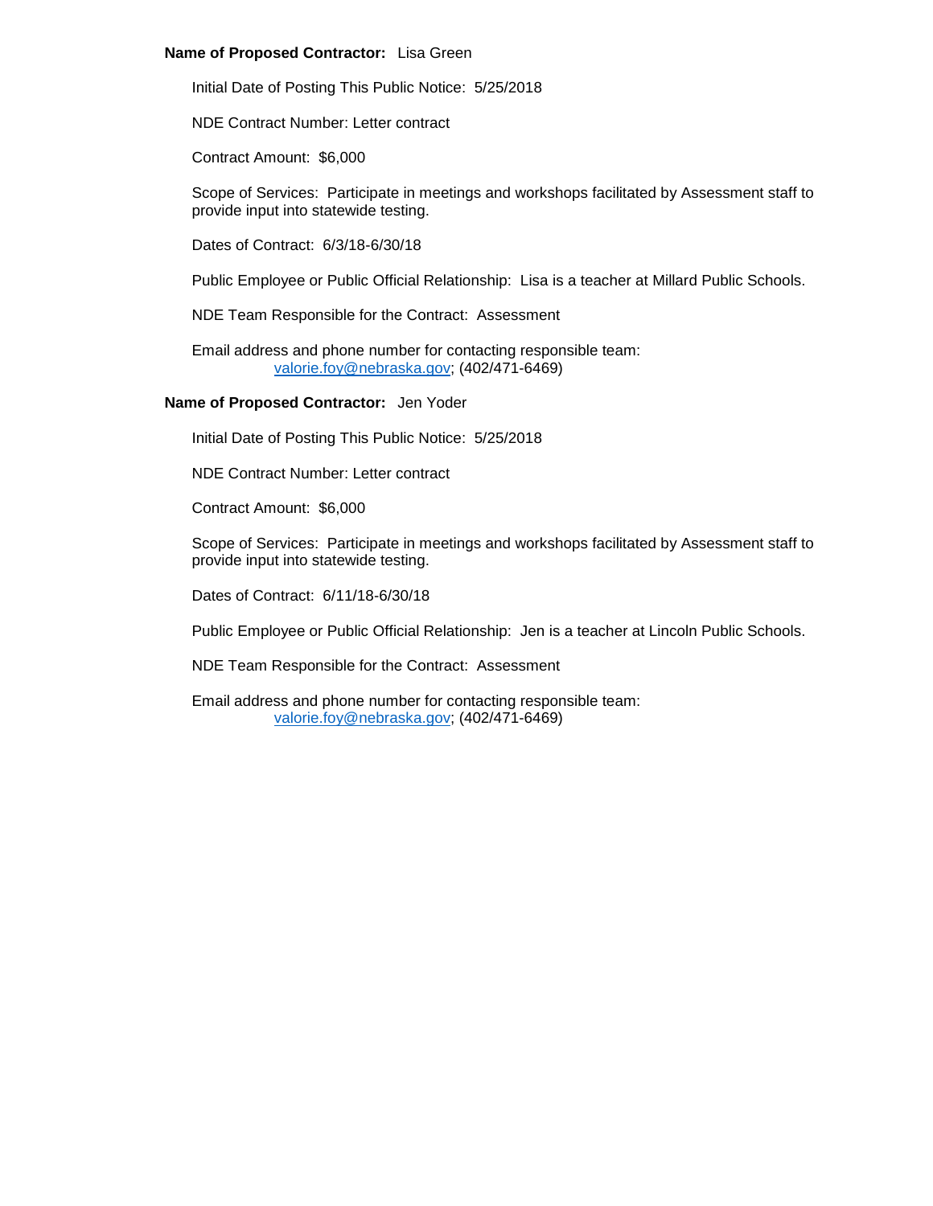**Name of Proposed Contractor:** Lisa Green

Initial Date of Posting This Public Notice: 5/25/2018

NDE Contract Number: Letter contract

Contract Amount: $6,000

Scope of Services: Participate in meetings and workshops facilitated by Assessment staff to provide input into statewide testing.

Dates of Contract: 6/3/18-6/30/18

Public Employee or Public Official Relationship: Lisa is a teacher at Millard Public Schools.

NDE Team Responsible for the Contract: Assessment

Email address and phone number for contacting responsible team:
valorie.foy@nebraska.gov; (402/471-6469)

**Name of Proposed Contractor:** Jen Yoder

Initial Date of Posting This Public Notice: 5/25/2018

NDE Contract Number: Letter contract

Contract Amount: $6,000

Scope of Services: Participate in meetings and workshops facilitated by Assessment staff to provide input into statewide testing.

Dates of Contract: 6/11/18-6/30/18

Public Employee or Public Official Relationship: Jen is a teacher at Lincoln Public Schools.

NDE Team Responsible for the Contract: Assessment

Email address and phone number for contacting responsible team:
valorie.foy@nebraska.gov; (402/471-6469)